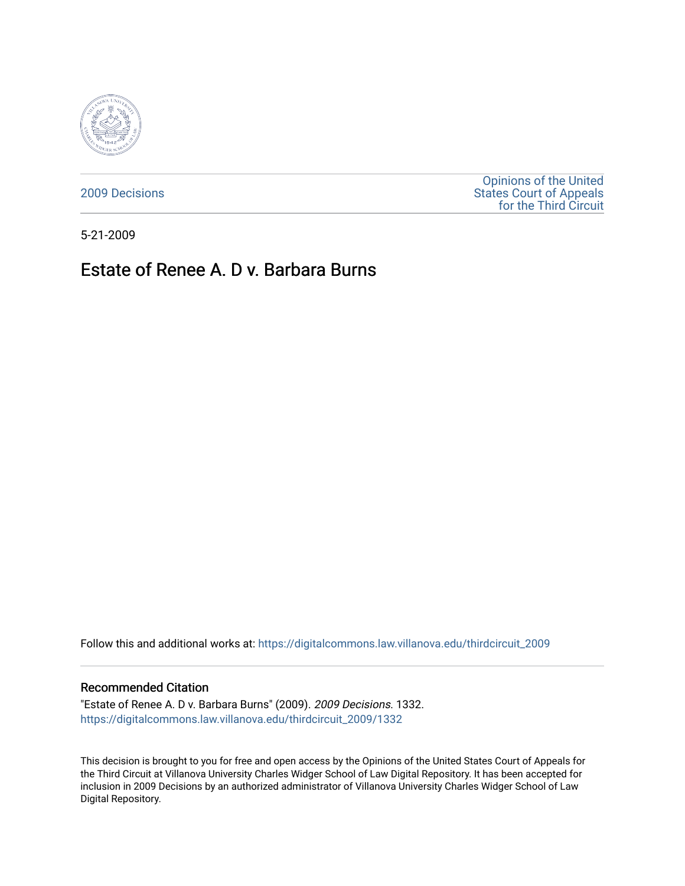2009 Decisions

Opinions of the United States Court of Appeals for the Third Circuit

5-21-2009

# Estate of Renee A. D v. Barbara Burns

Follow this and additional works at: https://digitalcommons.law.villanova.edu/thirdcircuit_2009

## Recommended Citation

"Estate of Renee A. D v. Barbara Burns" (2009). *2009 Decisions*. 1332.
https://digitalcommons.law.villanova.edu/thirdcircuit_2009/1332

This decision is brought to you for free and open access by the Opinions of the United States Court of Appeals for the Third Circuit at Villanova University Charles Widger School of Law Digital Repository. It has been accepted for inclusion in 2009 Decisions by an authorized administrator of Villanova University Charles Widger School of Law Digital Repository.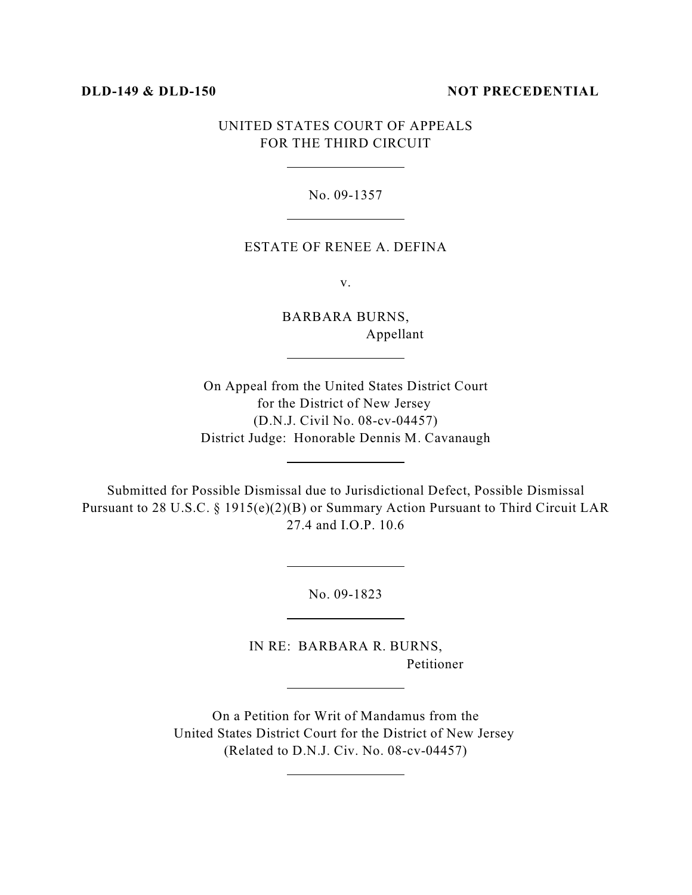**DLD-149 & DLD-150** **NOT PRECEDENTIAL**

UNITED STATES COURT OF APPEALS
FOR THE THIRD CIRCUIT

---

No. 09-1357

---

ESTATE OF RENEE A. DEFINA

v.

BARBARA BURNS,
Appellant

---

On Appeal from the United States District Court
for the District of New Jersey
(D.N.J. Civil No. 08-cv-04457)
District Judge: Honorable Dennis M. Cavanaugh

---

Submitted for Possible Dismissal due to Jurisdictional Defect, Possible Dismissal Pursuant to 28 U.S.C. § 1915(e)(2)(B) or Summary Action Pursuant to Third Circuit LAR 27.4 and I.O.P. 10.6

---

No. 09-1823

---

IN RE: BARBARA R. BURNS,
Petitioner

---

On a Petition for Writ of Mandamus from the
United States District Court for the District of New Jersey
(Related to D.N.J. Civ. No. 08-cv-04457)

---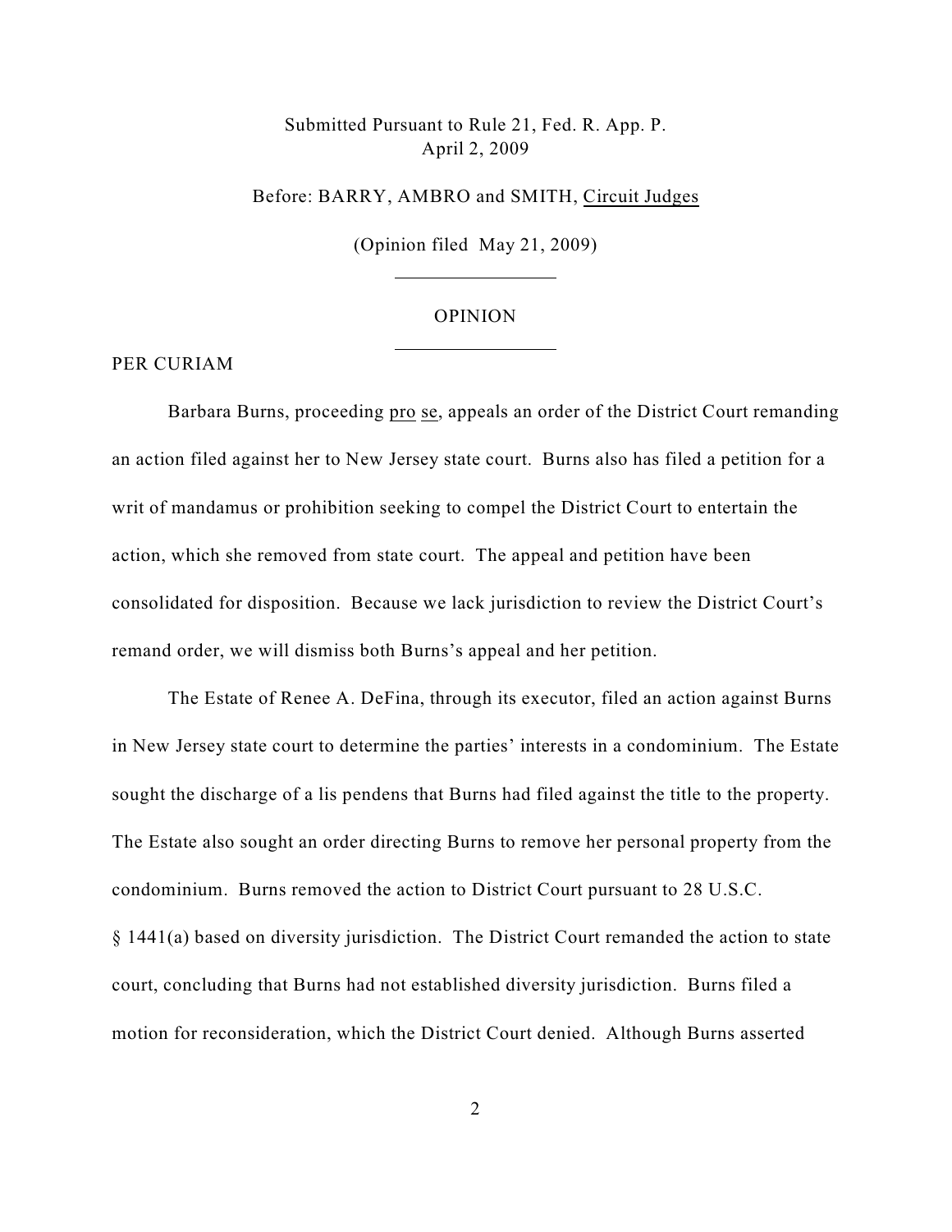Submitted Pursuant to Rule 21, Fed. R. App. P.
April 2, 2009

Before: BARRY, AMBRO and SMITH, Circuit Judges

(Opinion filed May 21, 2009)

OPINION

PER CURIAM

Barbara Burns, proceeding pro se, appeals an order of the District Court remanding an action filed against her to New Jersey state court. Burns also has filed a petition for a writ of mandamus or prohibition seeking to compel the District Court to entertain the action, which she removed from state court. The appeal and petition have been consolidated for disposition. Because we lack jurisdiction to review the District Court's remand order, we will dismiss both Burns's appeal and her petition.

The Estate of Renee A. DeFina, through its executor, filed an action against Burns in New Jersey state court to determine the parties' interests in a condominium. The Estate sought the discharge of a lis pendens that Burns had filed against the title to the property. The Estate also sought an order directing Burns to remove her personal property from the condominium. Burns removed the action to District Court pursuant to 28 U.S.C. § 1441(a) based on diversity jurisdiction. The District Court remanded the action to state court, concluding that Burns had not established diversity jurisdiction. Burns filed a motion for reconsideration, which the District Court denied. Although Burns asserted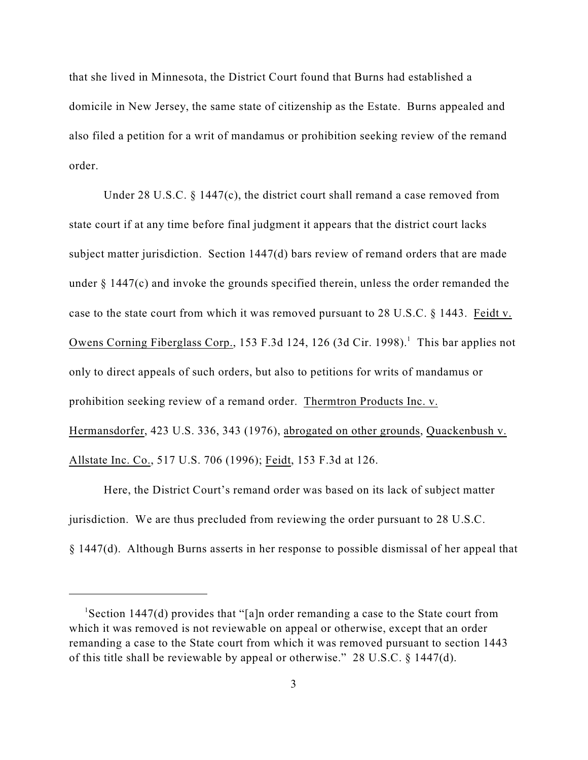that she lived in Minnesota, the District Court found that Burns had established a domicile in New Jersey, the same state of citizenship as the Estate. Burns appealed and also filed a petition for a writ of mandamus or prohibition seeking review of the remand order.

Under 28 U.S.C. § 1447(c), the district court shall remand a case removed from state court if at any time before final judgment it appears that the district court lacks subject matter jurisdiction. Section 1447(d) bars review of remand orders that are made under § 1447(c) and invoke the grounds specified therein, unless the order remanded the case to the state court from which it was removed pursuant to 28 U.S.C. § 1443. Feidt v. Owens Corning Fiberglass Corp., 153 F.3d 124, 126 (3d Cir. 1998).[1] This bar applies not only to direct appeals of such orders, but also to petitions for writs of mandamus or prohibition seeking review of a remand order. Thermtron Products Inc. v. Hermansdorfer, 423 U.S. 336, 343 (1976), abrogated on other grounds, Quackenbush v. Allstate Inc. Co., 517 U.S. 706 (1996); Feidt, 153 F.3d at 126.

Here, the District Court's remand order was based on its lack of subject matter jurisdiction. We are thus precluded from reviewing the order pursuant to 28 U.S.C. § 1447(d). Although Burns asserts in her response to possible dismissal of her appeal that

---

[1] Section 1447(d) provides that "[a]n order remanding a case to the State court from which it was removed is not reviewable on appeal or otherwise, except that an order remanding a case to the State court from which it was removed pursuant to section 1443 of this title shall be reviewable by appeal or otherwise." 28 U.S.C. § 1447(d).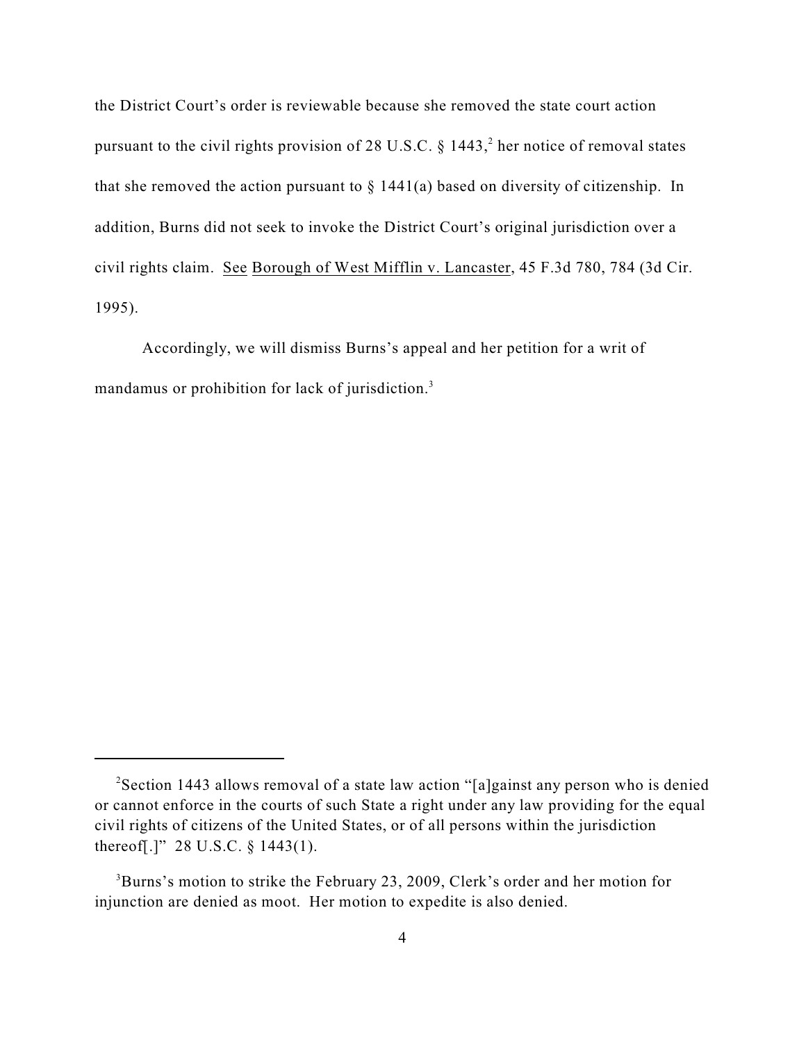the District Court's order is reviewable because she removed the state court action pursuant to the civil rights provision of 28 U.S.C. § 1443,[2] her notice of removal states that she removed the action pursuant to § 1441(a) based on diversity of citizenship. In addition, Burns did not seek to invoke the District Court's original jurisdiction over a civil rights claim. See Borough of West Mifflin v. Lancaster, 45 F.3d 780, 784 (3d Cir. 1995).

Accordingly, we will dismiss Burns's appeal and her petition for a writ of mandamus or prohibition for lack of jurisdiction.[3]

---

[2]Section 1443 allows removal of a state law action "[a]gainst any person who is denied or cannot enforce in the courts of such State a right under any law providing for the equal civil rights of citizens of the United States, or of all persons within the jurisdiction thereof[.]" 28 U.S.C. § 1443(1).

[3]Burns's motion to strike the February 23, 2009, Clerk's order and her motion for injunction are denied as moot. Her motion to expedite is also denied.